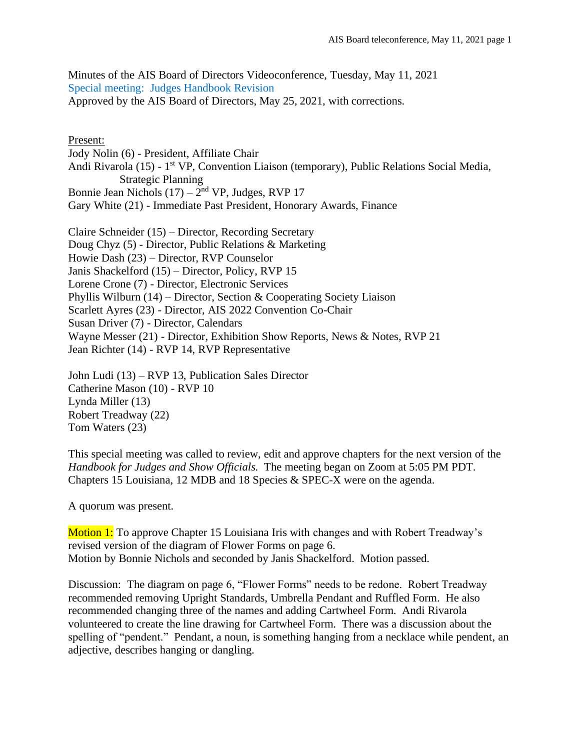Minutes of the AIS Board of Directors Videoconference, Tuesday, May 11, 2021

Special meeting: Judges Handbook Revision

Approved by the AIS Board of Directors, May 25, 2021, with corrections.

Present:

Jody Nolin (6) - President, Affiliate Chair  
Andi Rivarola (15) - 1st VP, Convention Liaison (temporary), Public Relations Social Media, Strategic Planning  
Bonnie Jean Nichols (17) – 2nd VP, Judges, RVP 17  
Gary White (21) - Immediate Past President, Honorary Awards, Finance

Claire Schneider (15) – Director, Recording Secretary  
Doug Chyz (5) - Director, Public Relations & Marketing  
Howie Dash (23) – Director, RVP Counselor  
Janis Shackelford (15) – Director, Policy, RVP 15  
Lorene Crone (7) - Director, Electronic Services  
Phyllis Wilburn (14) – Director, Section & Cooperating Society Liaison  
Scarlett Ayres (23) - Director, AIS 2022 Convention Co-Chair  
Susan Driver (7) - Director, Calendars  
Wayne Messer (21) - Director, Exhibition Show Reports, News & Notes, RVP 21  
Jean Richter (14) - RVP 14, RVP Representative

John Ludi (13) – RVP 13, Publication Sales Director  
Catherine Mason (10) - RVP 10  
Lynda Miller (13)  
Robert Treadway (22)  
Tom Waters (23)

This special meeting was called to review, edit and approve chapters for the next version of the *Handbook for Judges and Show Officials.* The meeting began on Zoom at 5:05 PM PDT. Chapters 15 Louisiana, 12 MDB and 18 Species & SPEC-X were on the agenda.

A quorum was present.

**Motion 1:** To approve Chapter 15 Louisiana Iris with changes and with Robert Treadway's revised version of the diagram of Flower Forms on page 6.  
Motion by Bonnie Nichols and seconded by Janis Shackelford. Motion passed.

Discussion: The diagram on page 6, "Flower Forms" needs to be redone. Robert Treadway recommended removing Upright Standards, Umbrella Pendant and Ruffled Form. He also recommended changing three of the names and adding Cartwheel Form. Andi Rivarola volunteered to create the line drawing for Cartwheel Form. There was a discussion about the spelling of "pendent." Pendant, a noun, is something hanging from a necklace while pendent, an adjective, describes hanging or dangling.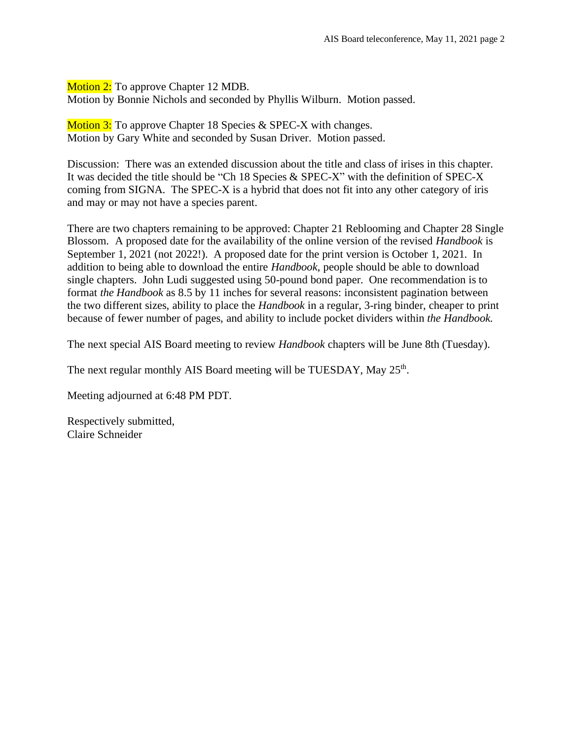Motion 2: To approve Chapter 12 MDB.
Motion by Bonnie Nichols and seconded by Phyllis Wilburn. Motion passed.

Motion 3: To approve Chapter 18 Species & SPEC-X with changes.
Motion by Gary White and seconded by Susan Driver. Motion passed.

Discussion: There was an extended discussion about the title and class of irises in this chapter. It was decided the title should be "Ch 18 Species & SPEC-X" with the definition of SPEC-X coming from SIGNA. The SPEC-X is a hybrid that does not fit into any other category of iris and may or may not have a species parent.

There are two chapters remaining to be approved: Chapter 21 Reblooming and Chapter 28 Single Blossom. A proposed date for the availability of the online version of the revised *Handbook* is September 1, 2021 (not 2022!). A proposed date for the print version is October 1, 2021. In addition to being able to download the entire *Handbook*, people should be able to download single chapters. John Ludi suggested using 50-pound bond paper. One recommendation is to format *the Handbook* as 8.5 by 11 inches for several reasons: inconsistent pagination between the two different sizes, ability to place the *Handbook* in a regular, 3-ring binder, cheaper to print because of fewer number of pages, and ability to include pocket dividers within *the Handbook.*

The next special AIS Board meeting to review *Handbook* chapters will be June 8th (Tuesday).

The next regular monthly AIS Board meeting will be TUESDAY, May 25th.

Meeting adjourned at 6:48 PM PDT.

Respectively submitted,
Claire Schneider